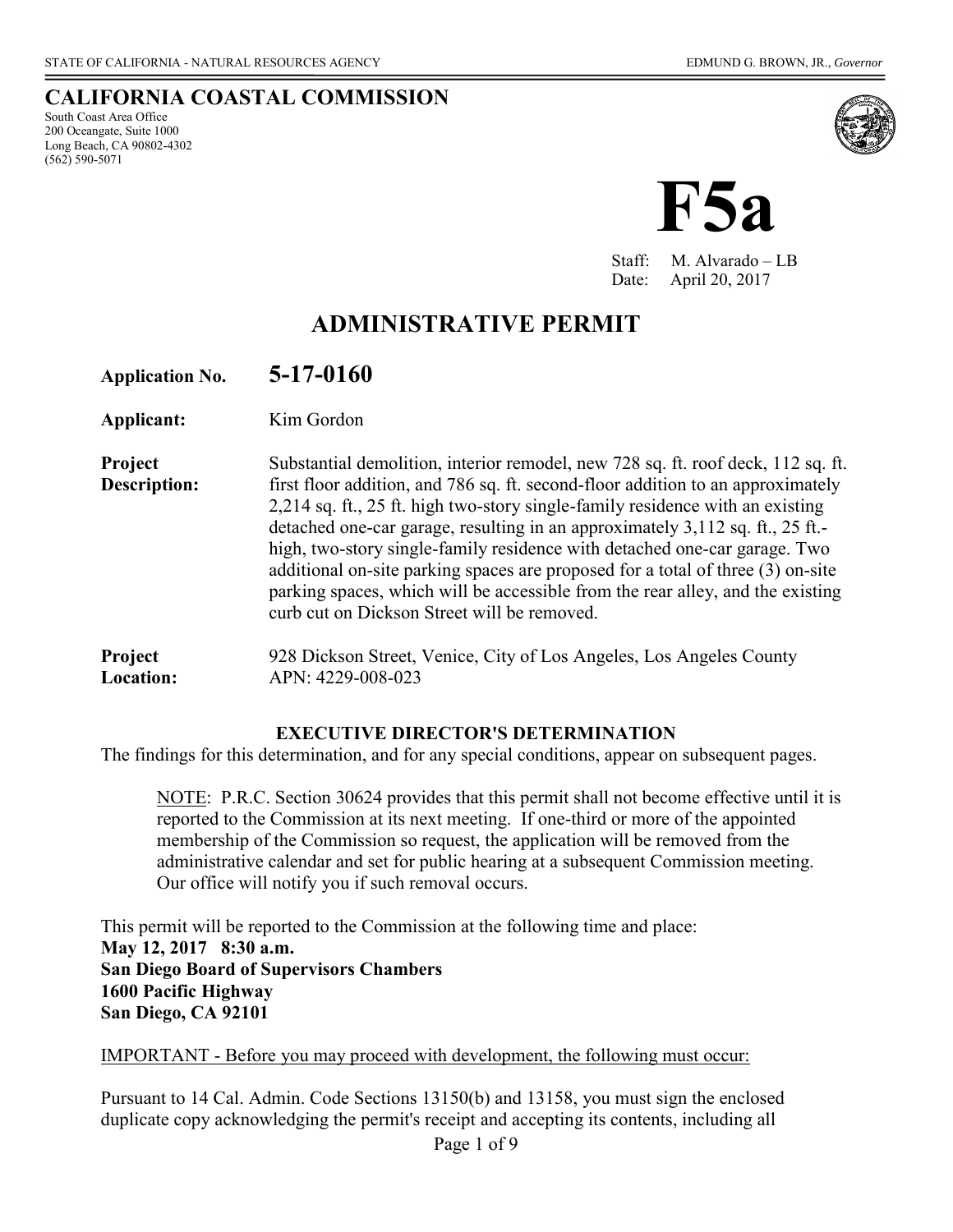STATE OF CALIFORNIA - NATURAL RESOURCES AGENCY EDMUND G. BROWN, JR., *Governor*

## CALIFORNIA COASTAL COMMISSION

South Coast Area Office
200 Oceangate, Suite 1000
Long Beach, CA 90802-4302
(562) 590-5071

# F5a

Staff: M. Alvarado – LB
Date: April 20, 2017

# ADMINISTRATIVE PERMIT

**Application No.** **5-17-0160**

**Applicant:** Kim Gordon

**Project Description:** Substantial demolition, interior remodel, new 728 sq. ft. roof deck, 112 sq. ft. first floor addition, and 786 sq. ft. second-floor addition to an approximately 2,214 sq. ft., 25 ft. high two-story single-family residence with an existing detached one-car garage, resulting in an approximately 3,112 sq. ft., 25 ft.-high, two-story single-family residence with detached one-car garage. Two additional on-site parking spaces are proposed for a total of three (3) on-site parking spaces, which will be accessible from the rear alley, and the existing curb cut on Dickson Street will be removed.

**Project Location:** 928 Dickson Street, Venice, City of Los Angeles, Los Angeles County
APN: 4229-008-023

**EXECUTIVE DIRECTOR'S DETERMINATION**

The findings for this determination, and for any special conditions, appear on subsequent pages.

> NOTE: P.R.C. Section 30624 provides that this permit shall not become effective until it is reported to the Commission at its next meeting. If one-third or more of the appointed membership of the Commission so request, the application will be removed from the administrative calendar and set for public hearing at a subsequent Commission meeting. Our office will notify you if such removal occurs.

This permit will be reported to the Commission at the following time and place:
**May 12, 2017 8:30 a.m.**
**San Diego Board of Supervisors Chambers**
**1600 Pacific Highway**
**San Diego, CA 92101**

IMPORTANT - Before you may proceed with development, the following must occur:

Pursuant to 14 Cal. Admin. Code Sections 13150(b) and 13158, you must sign the enclosed duplicate copy acknowledging the permit's receipt and accepting its contents, including all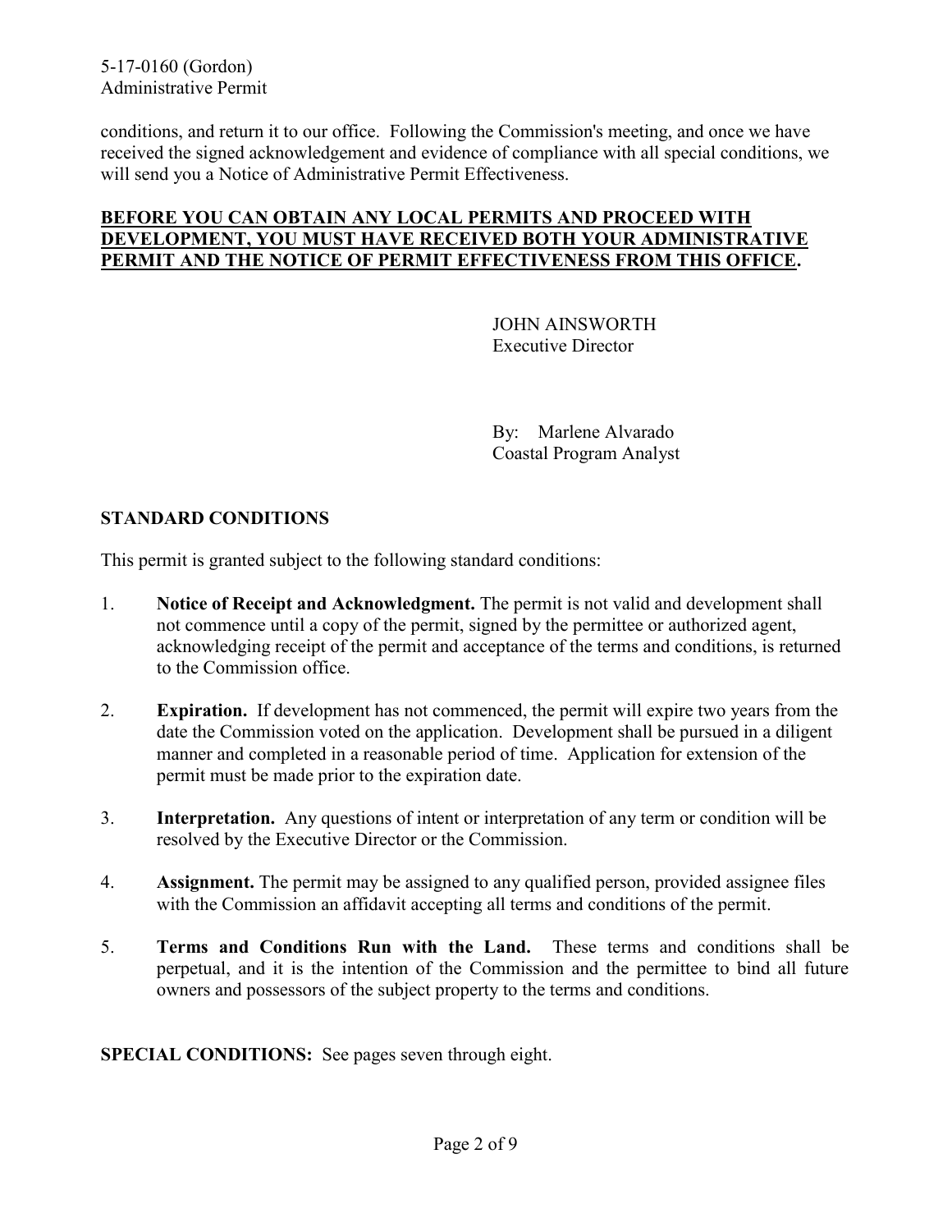conditions, and return it to our office. Following the Commission's meeting, and once we have received the signed acknowledgement and evidence of compliance with all special conditions, we will send you a Notice of Administrative Permit Effectiveness.

**BEFORE YOU CAN OBTAIN ANY LOCAL PERMITS AND PROCEED WITH DEVELOPMENT, YOU MUST HAVE RECEIVED BOTH YOUR ADMINISTRATIVE PERMIT AND THE NOTICE OF PERMIT EFFECTIVENESS FROM THIS OFFICE.**

JOHN AINSWORTH
Executive Director

By: Marlene Alvarado
Coastal Program Analyst

## STANDARD CONDITIONS

This permit is granted subject to the following standard conditions:

1. **Notice of Receipt and Acknowledgment.** The permit is not valid and development shall not commence until a copy of the permit, signed by the permittee or authorized agent, acknowledging receipt of the permit and acceptance of the terms and conditions, is returned to the Commission office.

2. **Expiration.** If development has not commenced, the permit will expire two years from the date the Commission voted on the application. Development shall be pursued in a diligent manner and completed in a reasonable period of time. Application for extension of the permit must be made prior to the expiration date.

3. **Interpretation.** Any questions of intent or interpretation of any term or condition will be resolved by the Executive Director or the Commission.

4. **Assignment.** The permit may be assigned to any qualified person, provided assignee files with the Commission an affidavit accepting all terms and conditions of the permit.

5. **Terms and Conditions Run with the Land.** These terms and conditions shall be perpetual, and it is the intention of the Commission and the permittee to bind all future owners and possessors of the subject property to the terms and conditions.

**SPECIAL CONDITIONS:** See pages seven through eight.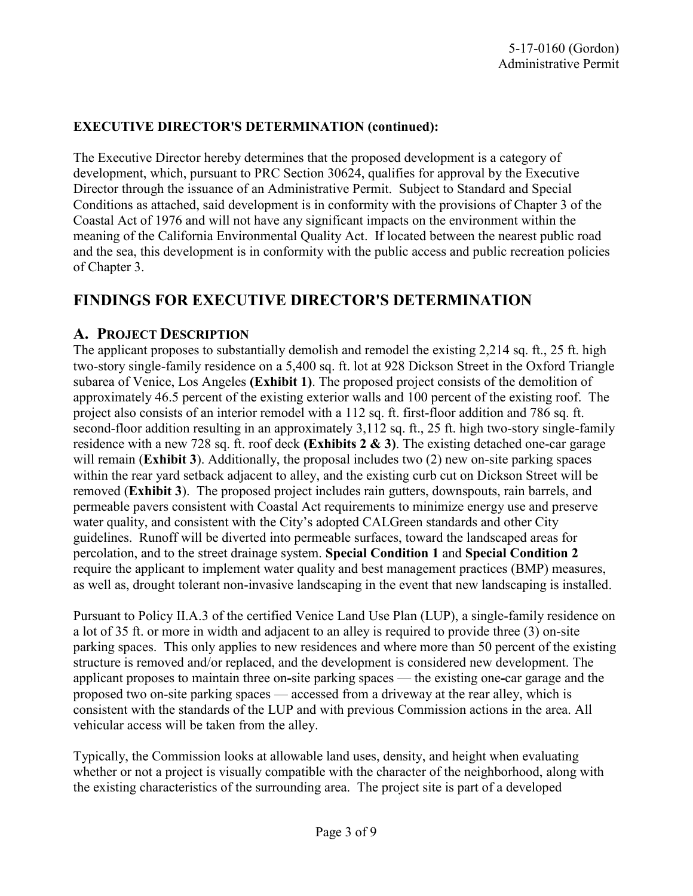**EXECUTIVE DIRECTOR'S DETERMINATION (continued):**

The Executive Director hereby determines that the proposed development is a category of development, which, pursuant to PRC Section 30624, qualifies for approval by the Executive Director through the issuance of an Administrative Permit. Subject to Standard and Special Conditions as attached, said development is in conformity with the provisions of Chapter 3 of the Coastal Act of 1976 and will not have any significant impacts on the environment within the meaning of the California Environmental Quality Act. If located between the nearest public road and the sea, this development is in conformity with the public access and public recreation policies of Chapter 3.

# FINDINGS FOR EXECUTIVE DIRECTOR'S DETERMINATION

## A. PROJECT DESCRIPTION

The applicant proposes to substantially demolish and remodel the existing 2,214 sq. ft., 25 ft. high two-story single-family residence on a 5,400 sq. ft. lot at 928 Dickson Street in the Oxford Triangle subarea of Venice, Los Angeles **(Exhibit 1)**. The proposed project consists of the demolition of approximately 46.5 percent of the existing exterior walls and 100 percent of the existing roof. The project also consists of an interior remodel with a 112 sq. ft. first-floor addition and 786 sq. ft. second-floor addition resulting in an approximately 3,112 sq. ft., 25 ft. high two-story single-family residence with a new 728 sq. ft. roof deck **(Exhibits 2 & 3)**. The existing detached one-car garage will remain (**Exhibit 3**). Additionally, the proposal includes two (2) new on-site parking spaces within the rear yard setback adjacent to alley, and the existing curb cut on Dickson Street will be removed (**Exhibit 3**). The proposed project includes rain gutters, downspouts, rain barrels, and permeable pavers consistent with Coastal Act requirements to minimize energy use and preserve water quality, and consistent with the City's adopted CALGreen standards and other City guidelines. Runoff will be diverted into permeable surfaces, toward the landscaped areas for percolation, and to the street drainage system. **Special Condition 1** and **Special Condition 2** require the applicant to implement water quality and best management practices (BMP) measures, as well as, drought tolerant non-invasive landscaping in the event that new landscaping is installed.

Pursuant to Policy II.A.3 of the certified Venice Land Use Plan (LUP), a single-family residence on a lot of 35 ft. or more in width and adjacent to an alley is required to provide three (3) on-site parking spaces. This only applies to new residences and where more than 50 percent of the existing structure is removed and/or replaced, and the development is considered new development. The applicant proposes to maintain three on-site parking spaces — the existing one-car garage and the proposed two on-site parking spaces — accessed from a driveway at the rear alley, which is consistent with the standards of the LUP and with previous Commission actions in the area. All vehicular access will be taken from the alley.

Typically, the Commission looks at allowable land uses, density, and height when evaluating whether or not a project is visually compatible with the character of the neighborhood, along with the existing characteristics of the surrounding area. The project site is part of a developed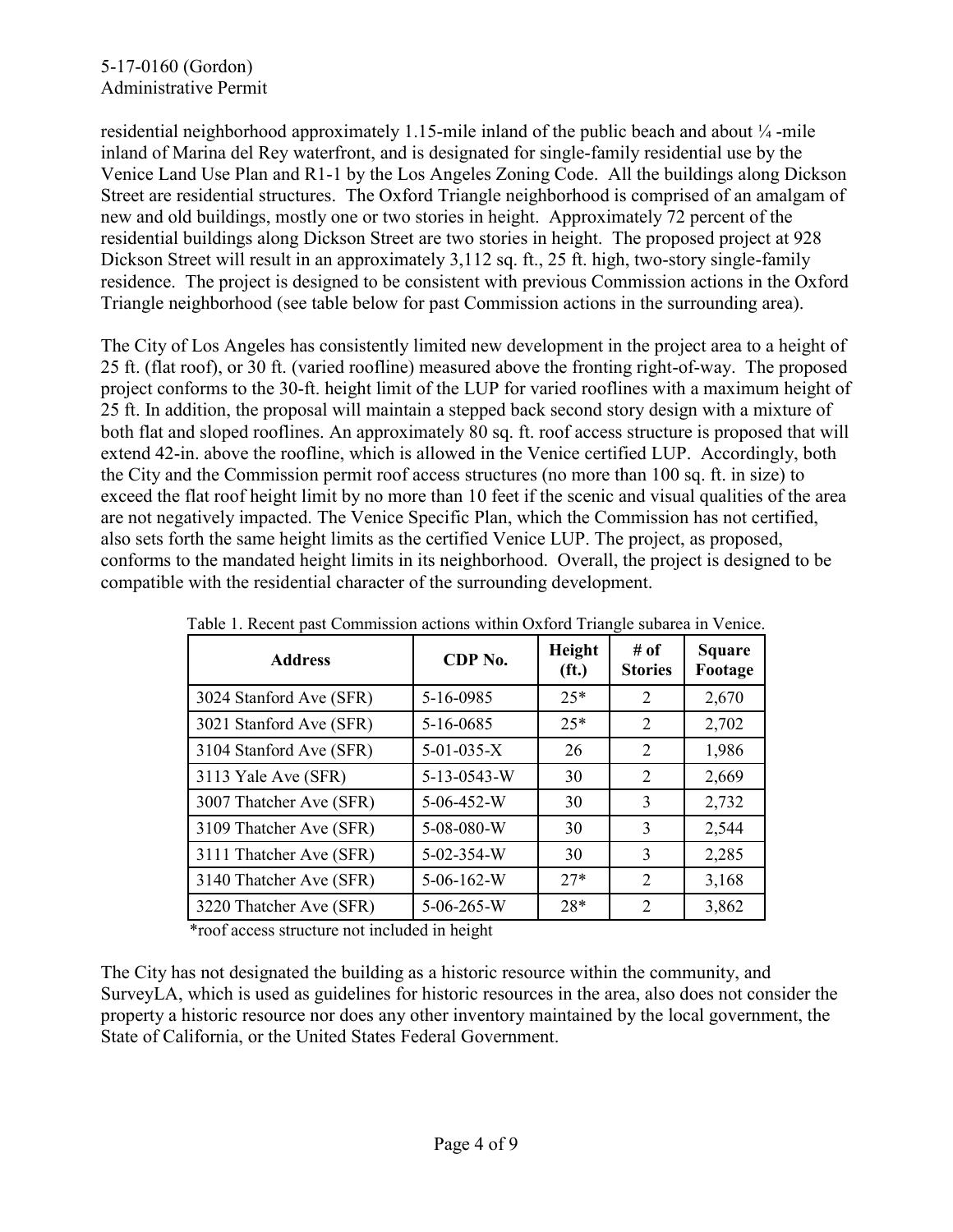residential neighborhood approximately 1.15-mile inland of the public beach and about ¼ -mile inland of Marina del Rey waterfront, and is designated for single-family residential use by the Venice Land Use Plan and R1-1 by the Los Angeles Zoning Code. All the buildings along Dickson Street are residential structures. The Oxford Triangle neighborhood is comprised of an amalgam of new and old buildings, mostly one or two stories in height. Approximately 72 percent of the residential buildings along Dickson Street are two stories in height. The proposed project at 928 Dickson Street will result in an approximately 3,112 sq. ft., 25 ft. high, two-story single-family residence. The project is designed to be consistent with previous Commission actions in the Oxford Triangle neighborhood (see table below for past Commission actions in the surrounding area).

The City of Los Angeles has consistently limited new development in the project area to a height of 25 ft. (flat roof), or 30 ft. (varied roofline) measured above the fronting right-of-way. The proposed project conforms to the 30-ft. height limit of the LUP for varied rooflines with a maximum height of 25 ft. In addition, the proposal will maintain a stepped back second story design with a mixture of both flat and sloped rooflines. An approximately 80 sq. ft. roof access structure is proposed that will extend 42-in. above the roofline, which is allowed in the Venice certified LUP. Accordingly, both the City and the Commission permit roof access structures (no more than 100 sq. ft. in size) to exceed the flat roof height limit by no more than 10 feet if the scenic and visual qualities of the area are not negatively impacted. The Venice Specific Plan, which the Commission has not certified, also sets forth the same height limits as the certified Venice LUP. The project, as proposed, conforms to the mandated height limits in its neighborhood. Overall, the project is designed to be compatible with the residential character of the surrounding development.

Table 1. Recent past Commission actions within Oxford Triangle subarea in Venice.

| Address | CDP No. | Height (ft.) | # of Stories | Square Footage |
|---|---|---|---|---|
| 3024 Stanford Ave (SFR) | 5-16-0985 | 25* | 2 | 2,670 |
| 3021 Stanford Ave (SFR) | 5-16-0685 | 25* | 2 | 2,702 |
| 3104 Stanford Ave (SFR) | 5-01-035-X | 26 | 2 | 1,986 |
| 3113 Yale Ave (SFR) | 5-13-0543-W | 30 | 2 | 2,669 |
| 3007 Thatcher Ave (SFR) | 5-06-452-W | 30 | 3 | 2,732 |
| 3109 Thatcher Ave (SFR) | 5-08-080-W | 30 | 3 | 2,544 |
| 3111 Thatcher Ave (SFR) | 5-02-354-W | 30 | 3 | 2,285 |
| 3140 Thatcher Ave (SFR) | 5-06-162-W | 27* | 2 | 3,168 |
| 3220 Thatcher Ave (SFR) | 5-06-265-W | 28* | 2 | 3,862 |

*roof access structure not included in height

The City has not designated the building as a historic resource within the community, and SurveyLA, which is used as guidelines for historic resources in the area, also does not consider the property a historic resource nor does any other inventory maintained by the local government, the State of California, or the United States Federal Government.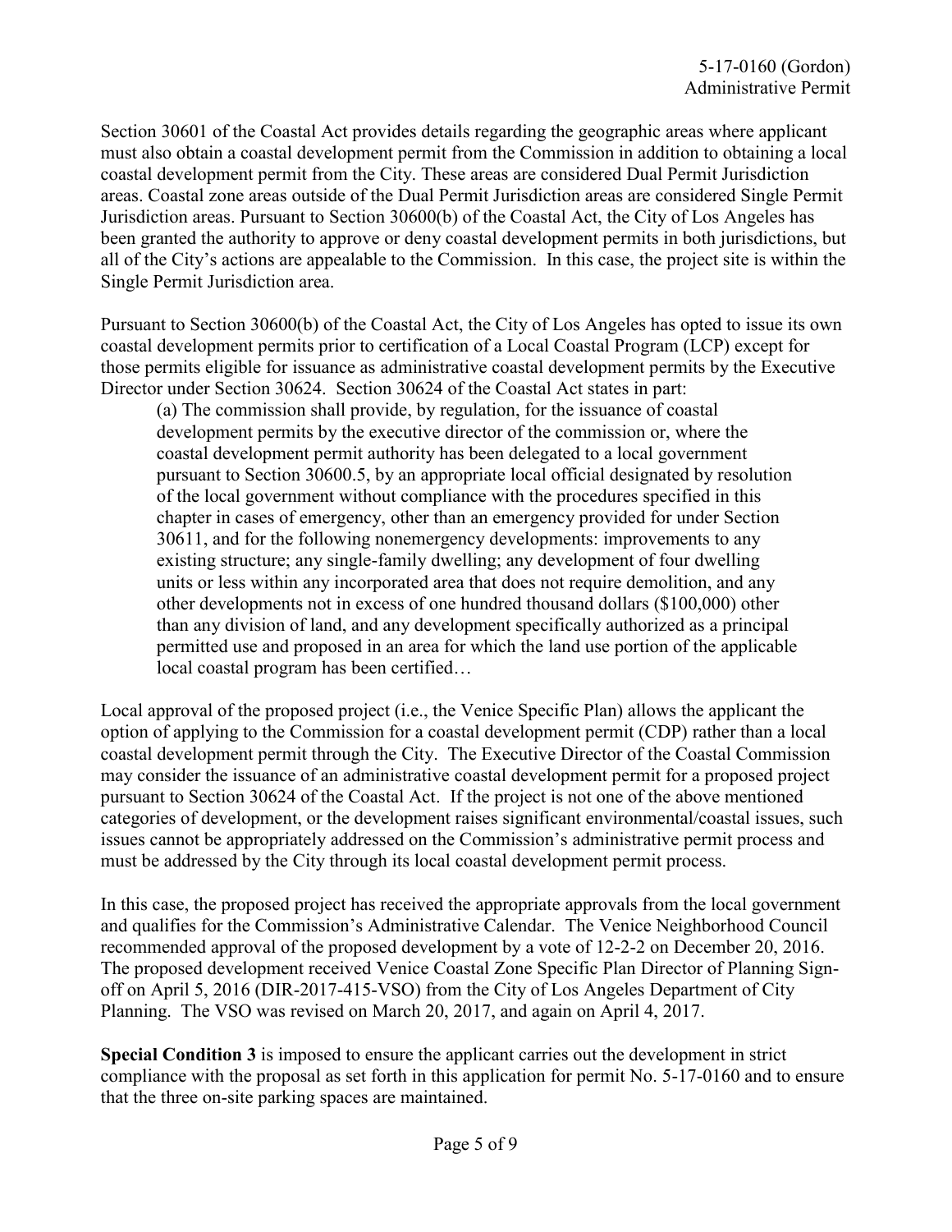Section 30601 of the Coastal Act provides details regarding the geographic areas where applicant must also obtain a coastal development permit from the Commission in addition to obtaining a local coastal development permit from the City. These areas are considered Dual Permit Jurisdiction areas. Coastal zone areas outside of the Dual Permit Jurisdiction areas are considered Single Permit Jurisdiction areas. Pursuant to Section 30600(b) of the Coastal Act, the City of Los Angeles has been granted the authority to approve or deny coastal development permits in both jurisdictions, but all of the City's actions are appealable to the Commission. In this case, the project site is within the Single Permit Jurisdiction area.

Pursuant to Section 30600(b) of the Coastal Act, the City of Los Angeles has opted to issue its own coastal development permits prior to certification of a Local Coastal Program (LCP) except for those permits eligible for issuance as administrative coastal development permits by the Executive Director under Section 30624. Section 30624 of the Coastal Act states in part:

> (a) The commission shall provide, by regulation, for the issuance of coastal development permits by the executive director of the commission or, where the coastal development permit authority has been delegated to a local government pursuant to Section 30600.5, by an appropriate local official designated by resolution of the local government without compliance with the procedures specified in this chapter in cases of emergency, other than an emergency provided for under Section 30611, and for the following nonemergency developments: improvements to any existing structure; any single-family dwelling; any development of four dwelling units or less within any incorporated area that does not require demolition, and any other developments not in excess of one hundred thousand dollars ($100,000) other than any division of land, and any development specifically authorized as a principal permitted use and proposed in an area for which the land use portion of the applicable local coastal program has been certified…

Local approval of the proposed project (i.e., the Venice Specific Plan) allows the applicant the option of applying to the Commission for a coastal development permit (CDP) rather than a local coastal development permit through the City. The Executive Director of the Coastal Commission may consider the issuance of an administrative coastal development permit for a proposed project pursuant to Section 30624 of the Coastal Act. If the project is not one of the above mentioned categories of development, or the development raises significant environmental/coastal issues, such issues cannot be appropriately addressed on the Commission's administrative permit process and must be addressed by the City through its local coastal development permit process.

In this case, the proposed project has received the appropriate approvals from the local government and qualifies for the Commission's Administrative Calendar. The Venice Neighborhood Council recommended approval of the proposed development by a vote of 12-2-2 on December 20, 2016. The proposed development received Venice Coastal Zone Specific Plan Director of Planning Sign-off on April 5, 2016 (DIR-2017-415-VSO) from the City of Los Angeles Department of City Planning. The VSO was revised on March 20, 2017, and again on April 4, 2017.

**Special Condition 3** is imposed to ensure the applicant carries out the development in strict compliance with the proposal as set forth in this application for permit No. 5-17-0160 and to ensure that the three on-site parking spaces are maintained.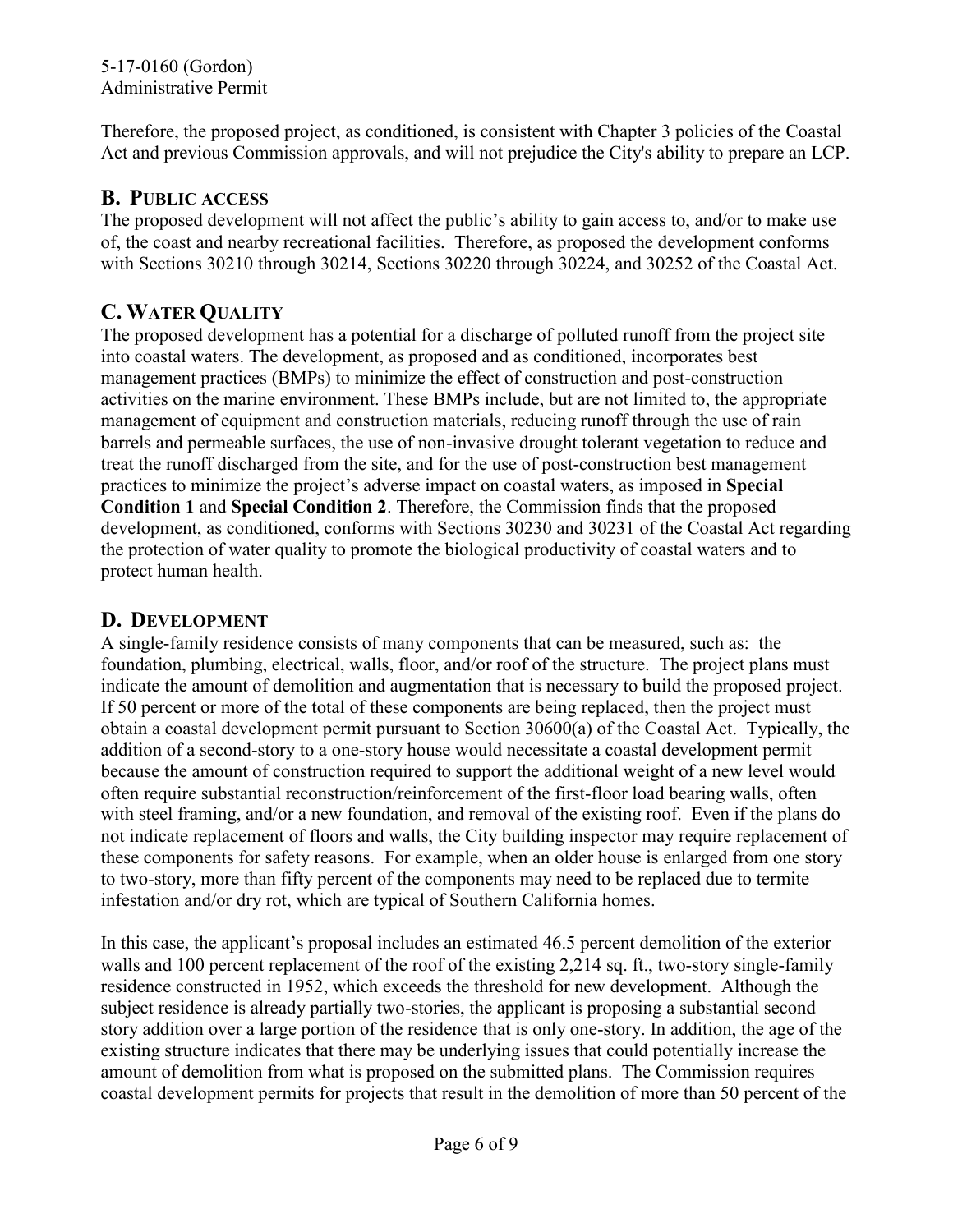Therefore, the proposed project, as conditioned, is consistent with Chapter 3 policies of the Coastal Act and previous Commission approvals, and will not prejudice the City's ability to prepare an LCP.

## B. Public Access

The proposed development will not affect the public's ability to gain access to, and/or to make use of, the coast and nearby recreational facilities. Therefore, as proposed the development conforms with Sections 30210 through 30214, Sections 30220 through 30224, and 30252 of the Coastal Act.

## C. Water Quality

The proposed development has a potential for a discharge of polluted runoff from the project site into coastal waters. The development, as proposed and as conditioned, incorporates best management practices (BMPs) to minimize the effect of construction and post-construction activities on the marine environment. These BMPs include, but are not limited to, the appropriate management of equipment and construction materials, reducing runoff through the use of rain barrels and permeable surfaces, the use of non-invasive drought tolerant vegetation to reduce and treat the runoff discharged from the site, and for the use of post-construction best management practices to minimize the project's adverse impact on coastal waters, as imposed in **Special Condition 1** and **Special Condition 2**. Therefore, the Commission finds that the proposed development, as conditioned, conforms with Sections 30230 and 30231 of the Coastal Act regarding the protection of water quality to promote the biological productivity of coastal waters and to protect human health.

## D. Development

A single-family residence consists of many components that can be measured, such as: the foundation, plumbing, electrical, walls, floor, and/or roof of the structure. The project plans must indicate the amount of demolition and augmentation that is necessary to build the proposed project. If 50 percent or more of the total of these components are being replaced, then the project must obtain a coastal development permit pursuant to Section 30600(a) of the Coastal Act. Typically, the addition of a second-story to a one-story house would necessitate a coastal development permit because the amount of construction required to support the additional weight of a new level would often require substantial reconstruction/reinforcement of the first-floor load bearing walls, often with steel framing, and/or a new foundation, and removal of the existing roof. Even if the plans do not indicate replacement of floors and walls, the City building inspector may require replacement of these components for safety reasons. For example, when an older house is enlarged from one story to two-story, more than fifty percent of the components may need to be replaced due to termite infestation and/or dry rot, which are typical of Southern California homes.

In this case, the applicant's proposal includes an estimated 46.5 percent demolition of the exterior walls and 100 percent replacement of the roof of the existing 2,214 sq. ft., two-story single-family residence constructed in 1952, which exceeds the threshold for new development. Although the subject residence is already partially two-stories, the applicant is proposing a substantial second story addition over a large portion of the residence that is only one-story. In addition, the age of the existing structure indicates that there may be underlying issues that could potentially increase the amount of demolition from what is proposed on the submitted plans. The Commission requires coastal development permits for projects that result in the demolition of more than 50 percent of the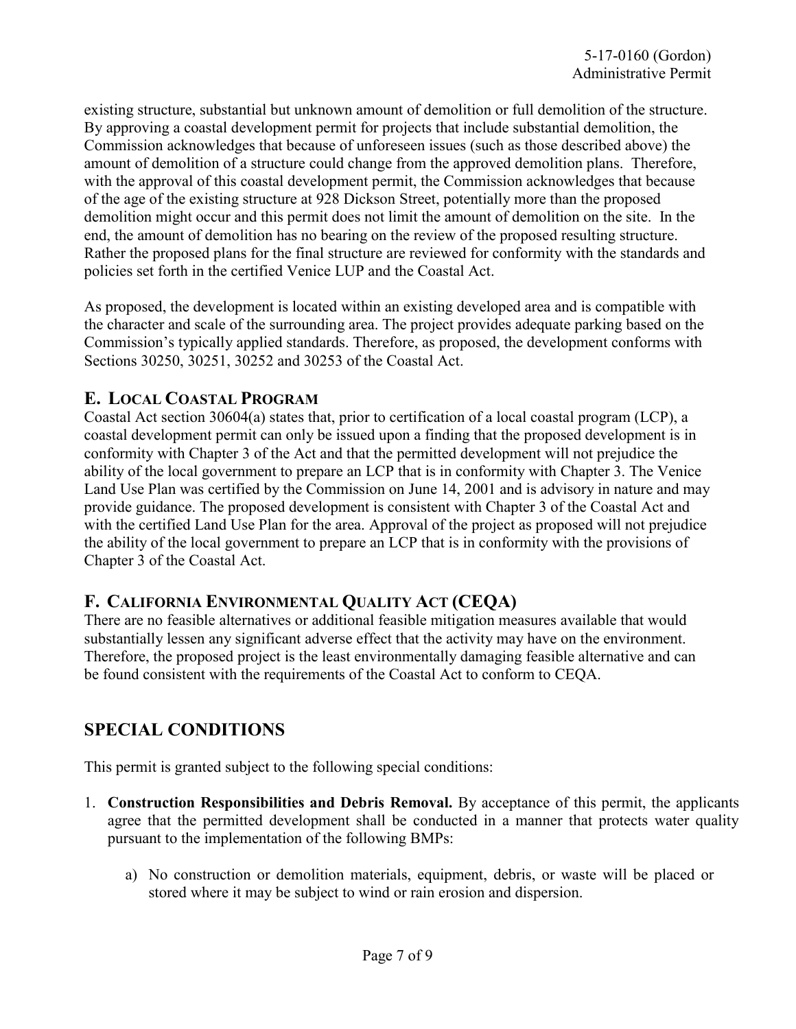existing structure, substantial but unknown amount of demolition or full demolition of the structure. By approving a coastal development permit for projects that include substantial demolition, the Commission acknowledges that because of unforeseen issues (such as those described above) the amount of demolition of a structure could change from the approved demolition plans. Therefore, with the approval of this coastal development permit, the Commission acknowledges that because of the age of the existing structure at 928 Dickson Street, potentially more than the proposed demolition might occur and this permit does not limit the amount of demolition on the site. In the end, the amount of demolition has no bearing on the review of the proposed resulting structure. Rather the proposed plans for the final structure are reviewed for conformity with the standards and policies set forth in the certified Venice LUP and the Coastal Act.

As proposed, the development is located within an existing developed area and is compatible with the character and scale of the surrounding area. The project provides adequate parking based on the Commission's typically applied standards. Therefore, as proposed, the development conforms with Sections 30250, 30251, 30252 and 30253 of the Coastal Act.

## E. Local Coastal Program

Coastal Act section 30604(a) states that, prior to certification of a local coastal program (LCP), a coastal development permit can only be issued upon a finding that the proposed development is in conformity with Chapter 3 of the Act and that the permitted development will not prejudice the ability of the local government to prepare an LCP that is in conformity with Chapter 3. The Venice Land Use Plan was certified by the Commission on June 14, 2001 and is advisory in nature and may provide guidance. The proposed development is consistent with Chapter 3 of the Coastal Act and with the certified Land Use Plan for the area. Approval of the project as proposed will not prejudice the ability of the local government to prepare an LCP that is in conformity with the provisions of Chapter 3 of the Coastal Act.

## F. California Environmental Quality Act (CEQA)

There are no feasible alternatives or additional feasible mitigation measures available that would substantially lessen any significant adverse effect that the activity may have on the environment. Therefore, the proposed project is the least environmentally damaging feasible alternative and can be found consistent with the requirements of the Coastal Act to conform to CEQA.

# SPECIAL CONDITIONS

This permit is granted subject to the following special conditions:

1. **Construction Responsibilities and Debris Removal.** By acceptance of this permit, the applicants agree that the permitted development shall be conducted in a manner that protects water quality pursuant to the implementation of the following BMPs:

   a) No construction or demolition materials, equipment, debris, or waste will be placed or stored where it may be subject to wind or rain erosion and dispersion.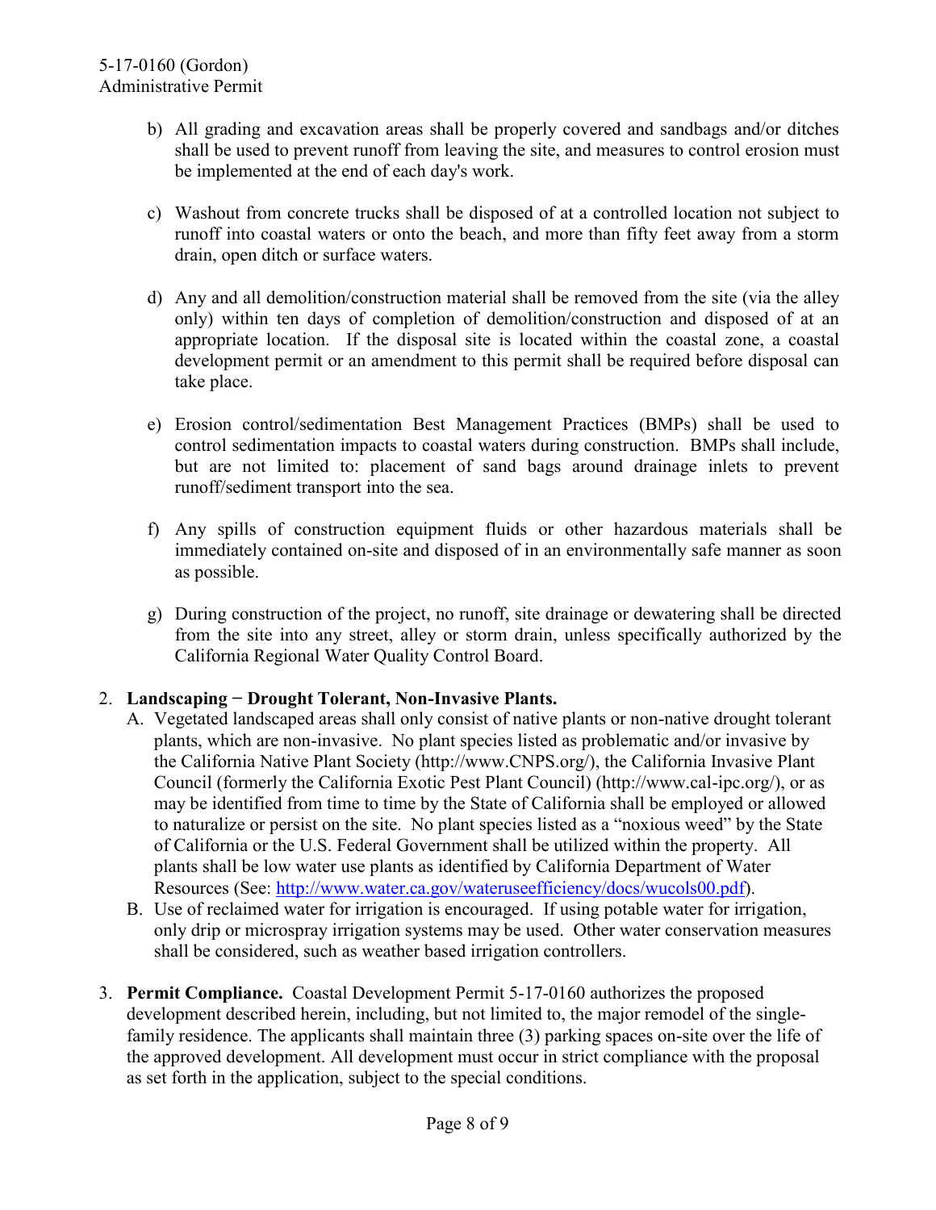b) All grading and excavation areas shall be properly covered and sandbags and/or ditches shall be used to prevent runoff from leaving the site, and measures to control erosion must be implemented at the end of each day's work.

c) Washout from concrete trucks shall be disposed of at a controlled location not subject to runoff into coastal waters or onto the beach, and more than fifty feet away from a storm drain, open ditch or surface waters.

d) Any and all demolition/construction material shall be removed from the site (via the alley only) within ten days of completion of demolition/construction and disposed of at an appropriate location. If the disposal site is located within the coastal zone, a coastal development permit or an amendment to this permit shall be required before disposal can take place.

e) Erosion control/sedimentation Best Management Practices (BMPs) shall be used to control sedimentation impacts to coastal waters during construction. BMPs shall include, but are not limited to: placement of sand bags around drainage inlets to prevent runoff/sediment transport into the sea.

f) Any spills of construction equipment fluids or other hazardous materials shall be immediately contained on-site and disposed of in an environmentally safe manner as soon as possible.

g) During construction of the project, no runoff, site drainage or dewatering shall be directed from the site into any street, alley or storm drain, unless specifically authorized by the California Regional Water Quality Control Board.

2. **Landscaping − Drought Tolerant, Non-Invasive Plants.**
   A. Vegetated landscaped areas shall only consist of native plants or non-native drought tolerant plants, which are non-invasive. No plant species listed as problematic and/or invasive by the California Native Plant Society (http://www.CNPS.org/), the California Invasive Plant Council (formerly the California Exotic Pest Plant Council) (http://www.cal-ipc.org/), or as may be identified from time to time by the State of California shall be employed or allowed to naturalize or persist on the site. No plant species listed as a "noxious weed" by the State of California or the U.S. Federal Government shall be utilized within the property. All plants shall be low water use plants as identified by California Department of Water Resources (See: http://www.water.ca.gov/wateruseefficiency/docs/wucols00.pdf).
   B. Use of reclaimed water for irrigation is encouraged. If using potable water for irrigation, only drip or microspray irrigation systems may be used. Other water conservation measures shall be considered, such as weather based irrigation controllers.

3. **Permit Compliance.** Coastal Development Permit 5-17-0160 authorizes the proposed development described herein, including, but not limited to, the major remodel of the single-family residence. The applicants shall maintain three (3) parking spaces on-site over the life of the approved development. All development must occur in strict compliance with the proposal as set forth in the application, subject to the special conditions.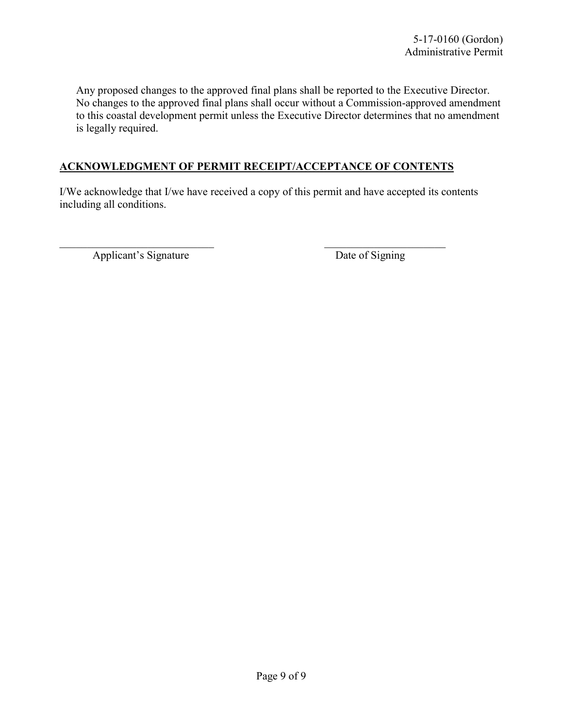Any proposed changes to the approved final plans shall be reported to the Executive Director. No changes to the approved final plans shall occur without a Commission-approved amendment to this coastal development permit unless the Executive Director determines that no amendment is legally required.

## ACKNOWLEDGMENT OF PERMIT RECEIPT/ACCEPTANCE OF CONTENTS

I/We acknowledge that I/we have received a copy of this permit and have accepted its contents including all conditions.

\_\_\_\_\_\_\_\_\_\_\_\_\_\_\_\_\_\_\_\_\_\_\_\_\_\_\_\_\_\_ &nbsp;&nbsp;&nbsp;&nbsp;&nbsp;&nbsp;&nbsp;&nbsp;&nbsp;&nbsp; \_\_\_\_\_\_\_\_\_\_\_\_\_\_\_\_\_\_\_\_\_\_\_\_

Applicant's Signature &nbsp;&nbsp;&nbsp;&nbsp;&nbsp;&nbsp;&nbsp;&nbsp;&nbsp;&nbsp;&nbsp;&nbsp;&nbsp;&nbsp;&nbsp;&nbsp;&nbsp;&nbsp;&nbsp;&nbsp; Date of Signing